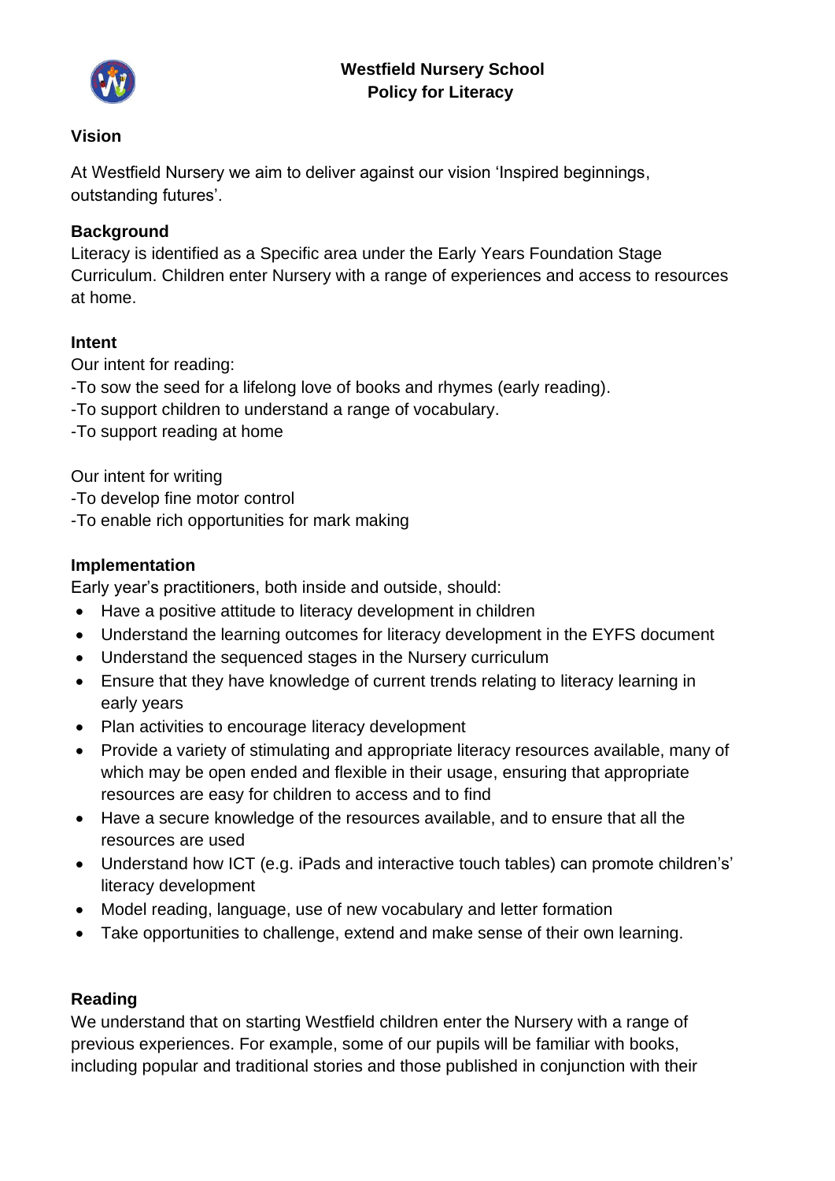# Westfield Nursery School
# Policy for Literacy

## Vision

At Westfield Nursery we aim to deliver against our vision 'Inspired beginnings, outstanding futures'.

## Background

Literacy is identified as a Specific area under the Early Years Foundation Stage Curriculum. Children enter Nursery with a range of experiences and access to resources at home.

## Intent

Our intent for reading:
-To sow the seed for a lifelong love of books and rhymes (early reading).
-To support children to understand a range of vocabulary.
-To support reading at home

Our intent for writing
-To develop fine motor control
-To enable rich opportunities for mark making

## Implementation

Early year's practitioners, both inside and outside, should:

- Have a positive attitude to literacy development in children
- Understand the learning outcomes for literacy development in the EYFS document
- Understand the sequenced stages in the Nursery curriculum
- Ensure that they have knowledge of current trends relating to literacy learning in early years
- Plan activities to encourage literacy development
- Provide a variety of stimulating and appropriate literacy resources available, many of which may be open ended and flexible in their usage, ensuring that appropriate resources are easy for children to access and to find
- Have a secure knowledge of the resources available, and to ensure that all the resources are used
- Understand how ICT (e.g. iPads and interactive touch tables) can promote children's' literacy development
- Model reading, language, use of new vocabulary and letter formation
- Take opportunities to challenge, extend and make sense of their own learning.

## Reading

We understand that on starting Westfield children enter the Nursery with a range of previous experiences. For example, some of our pupils will be familiar with books, including popular and traditional stories and those published in conjunction with their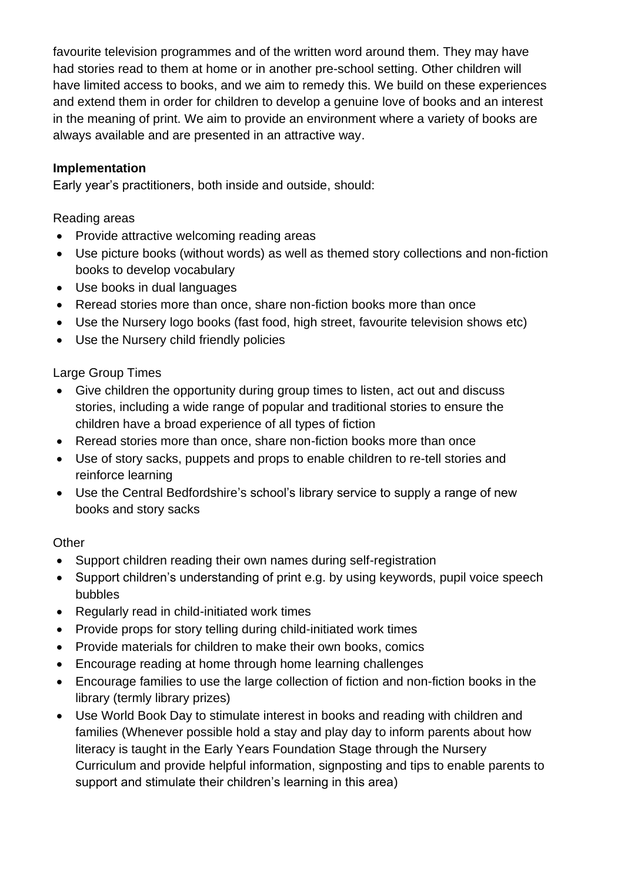favourite television programmes and of the written word around them. They may have had stories read to them at home or in another pre-school setting. Other children will have limited access to books, and we aim to remedy this. We build on these experiences and extend them in order for children to develop a genuine love of books and an interest in the meaning of print. We aim to provide an environment where a variety of books are always available and are presented in an attractive way.

**Implementation**

Early year's practitioners, both inside and outside, should:

Reading areas

- Provide attractive welcoming reading areas
- Use picture books (without words) as well as themed story collections and non-fiction books to develop vocabulary
- Use books in dual languages
- Reread stories more than once, share non-fiction books more than once
- Use the Nursery logo books (fast food, high street, favourite television shows etc)
- Use the Nursery child friendly policies

Large Group Times

- Give children the opportunity during group times to listen, act out and discuss stories, including a wide range of popular and traditional stories to ensure the children have a broad experience of all types of fiction
- Reread stories more than once, share non-fiction books more than once
- Use of story sacks, puppets and props to enable children to re-tell stories and reinforce learning
- Use the Central Bedfordshire's school's library service to supply a range of new books and story sacks

Other

- Support children reading their own names during self-registration
- Support children's understanding of print e.g. by using keywords, pupil voice speech bubbles
- Regularly read in child-initiated work times
- Provide props for story telling during child-initiated work times
- Provide materials for children to make their own books, comics
- Encourage reading at home through home learning challenges
- Encourage families to use the large collection of fiction and non-fiction books in the library (termly library prizes)
- Use World Book Day to stimulate interest in books and reading with children and families (Whenever possible hold a stay and play day to inform parents about how literacy is taught in the Early Years Foundation Stage through the Nursery Curriculum and provide helpful information, signposting and tips to enable parents to support and stimulate their children's learning in this area)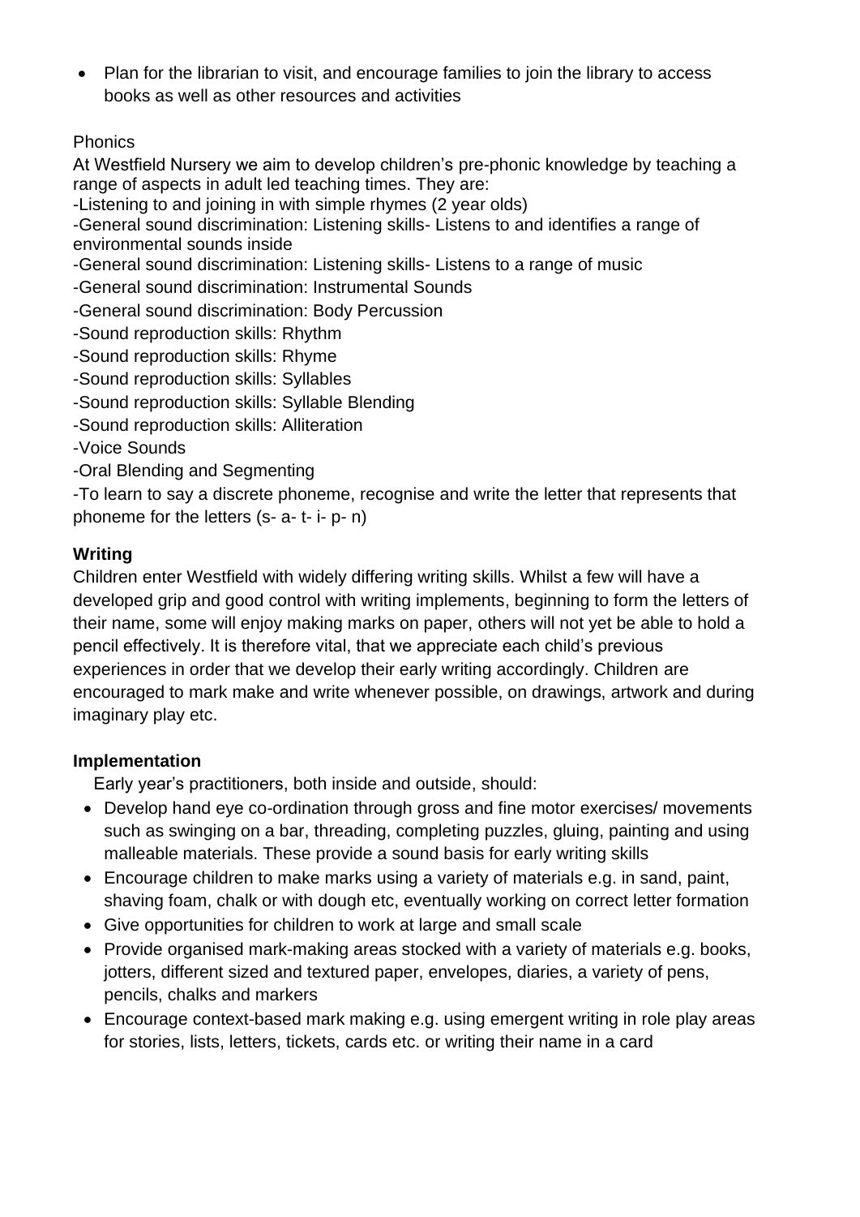- Plan for the librarian to visit, and encourage families to join the library to access books as well as other resources and activities

Phonics

At Westfield Nursery we aim to develop children's pre-phonic knowledge by teaching a range of aspects in adult led teaching times. They are:

-Listening to and joining in with simple rhymes (2 year olds)

-General sound discrimination: Listening skills- Listens to and identifies a range of environmental sounds inside

-General sound discrimination: Listening skills- Listens to a range of music

-General sound discrimination: Instrumental Sounds

-General sound discrimination: Body Percussion

-Sound reproduction skills: Rhythm

-Sound reproduction skills: Rhyme

-Sound reproduction skills: Syllables

-Sound reproduction skills: Syllable Blending

-Sound reproduction skills: Alliteration

-Voice Sounds

-Oral Blending and Segmenting

-To learn to say a discrete phoneme, recognise and write the letter that represents that phoneme for the letters (s- a- t- i- p- n)

**Writing**

Children enter Westfield with widely differing writing skills. Whilst a few will have a developed grip and good control with writing implements, beginning to form the letters of their name, some will enjoy making marks on paper, others will not yet be able to hold a pencil effectively. It is therefore vital, that we appreciate each child's previous experiences in order that we develop their early writing accordingly. Children are encouraged to mark make and write whenever possible, on drawings, artwork and during imaginary play etc.

**Implementation**

Early year's practitioners, both inside and outside, should:

- Develop hand eye co-ordination through gross and fine motor exercises/ movements such as swinging on a bar, threading, completing puzzles, gluing, painting and using malleable materials. These provide a sound basis for early writing skills
- Encourage children to make marks using a variety of materials e.g. in sand, paint, shaving foam, chalk or with dough etc, eventually working on correct letter formation
- Give opportunities for children to work at large and small scale
- Provide organised mark-making areas stocked with a variety of materials e.g. books, jotters, different sized and textured paper, envelopes, diaries, a variety of pens, pencils, chalks and markers
- Encourage context-based mark making e.g. using emergent writing in role play areas for stories, lists, letters, tickets, cards etc. or writing their name in a card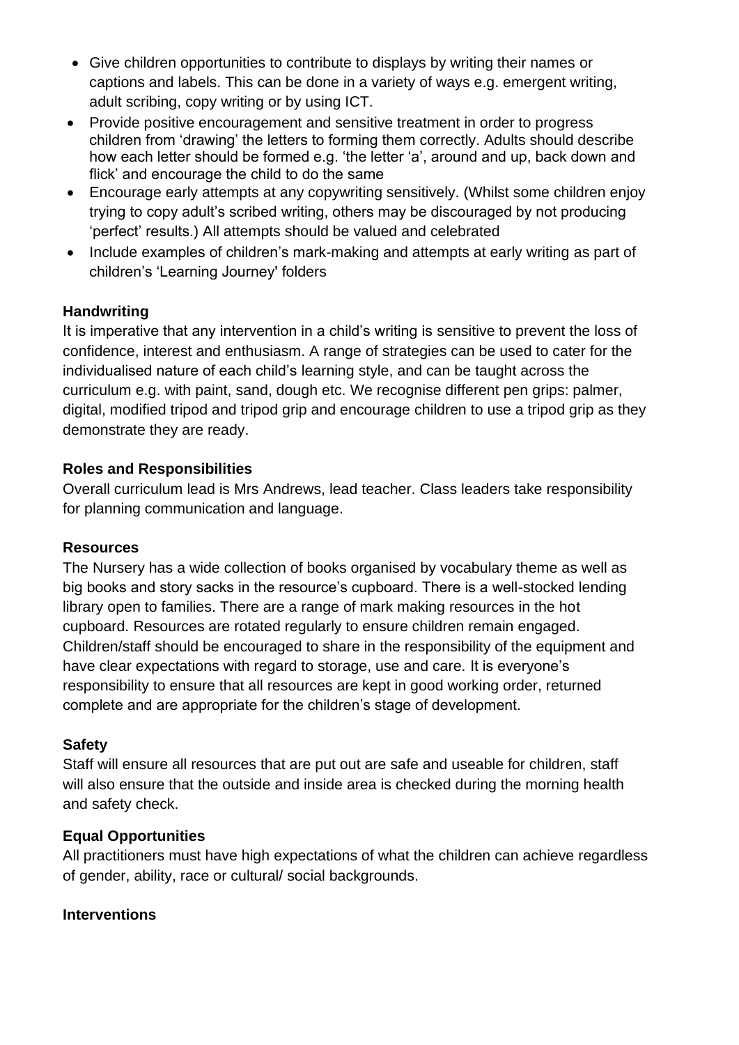- Give children opportunities to contribute to displays by writing their names or captions and labels. This can be done in a variety of ways e.g. emergent writing, adult scribing, copy writing or by using ICT.
- Provide positive encouragement and sensitive treatment in order to progress children from 'drawing' the letters to forming them correctly. Adults should describe how each letter should be formed e.g. 'the letter 'a', around and up, back down and flick' and encourage the child to do the same
- Encourage early attempts at any copywriting sensitively. (Whilst some children enjoy trying to copy adult's scribed writing, others may be discouraged by not producing 'perfect' results.) All attempts should be valued and celebrated
- Include examples of children's mark-making and attempts at early writing as part of children's 'Learning Journey' folders

**Handwriting**

It is imperative that any intervention in a child's writing is sensitive to prevent the loss of confidence, interest and enthusiasm. A range of strategies can be used to cater for the individualised nature of each child's learning style, and can be taught across the curriculum e.g. with paint, sand, dough etc. We recognise different pen grips: palmer, digital, modified tripod and tripod grip and encourage children to use a tripod grip as they demonstrate they are ready.

**Roles and Responsibilities**

Overall curriculum lead is Mrs Andrews, lead teacher. Class leaders take responsibility for planning communication and language.

**Resources**

The Nursery has a wide collection of books organised by vocabulary theme as well as big books and story sacks in the resource's cupboard. There is a well-stocked lending library open to families. There are a range of mark making resources in the hot cupboard. Resources are rotated regularly to ensure children remain engaged. Children/staff should be encouraged to share in the responsibility of the equipment and have clear expectations with regard to storage, use and care. It is everyone's responsibility to ensure that all resources are kept in good working order, returned complete and are appropriate for the children's stage of development.

**Safety**

Staff will ensure all resources that are put out are safe and useable for children, staff will also ensure that the outside and inside area is checked during the morning health and safety check.

**Equal Opportunities**

All practitioners must have high expectations of what the children can achieve regardless of gender, ability, race or cultural/ social backgrounds.

**Interventions**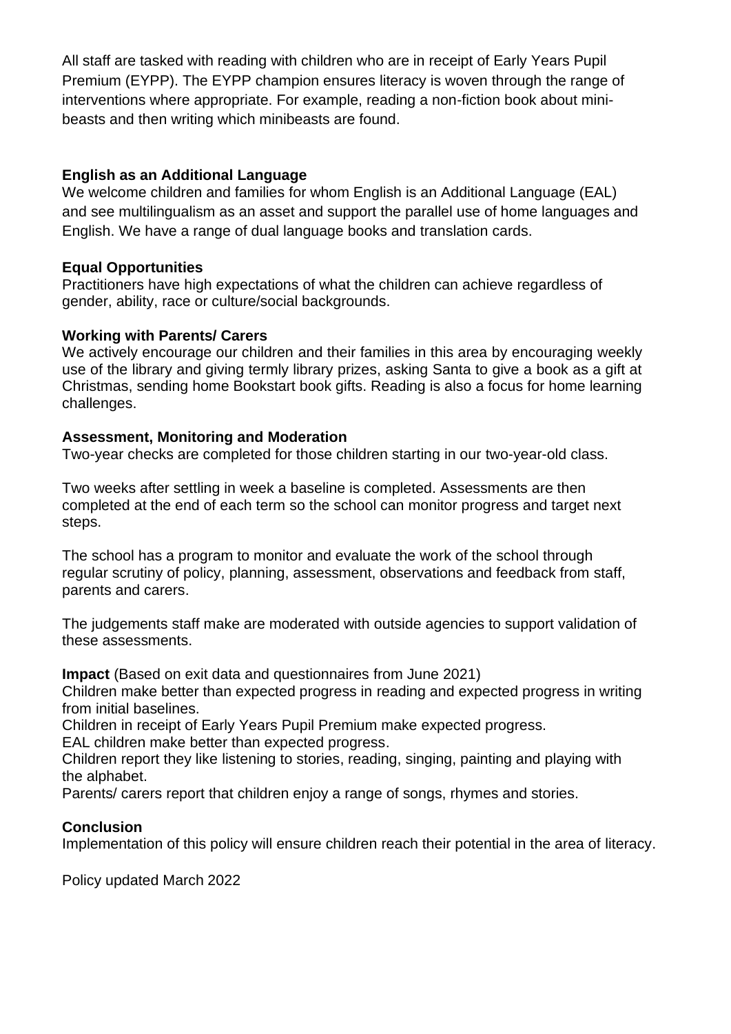All staff are tasked with reading with children who are in receipt of Early Years Pupil Premium (EYPP). The EYPP champion ensures literacy is woven through the range of interventions where appropriate. For example, reading a non-fiction book about mini-beasts and then writing which minibeasts are found.

**English as an Additional Language**
We welcome children and families for whom English is an Additional Language (EAL) and see multilingualism as an asset and support the parallel use of home languages and English. We have a range of dual language books and translation cards.

**Equal Opportunities**
Practitioners have high expectations of what the children can achieve regardless of gender, ability, race or culture/social backgrounds.

**Working with Parents/ Carers**
We actively encourage our children and their families in this area by encouraging weekly use of the library and giving termly library prizes, asking Santa to give a book as a gift at Christmas, sending home Bookstart book gifts. Reading is also a focus for home learning challenges.

**Assessment, Monitoring and Moderation**
Two-year checks are completed for those children starting in our two-year-old class.

Two weeks after settling in week a baseline is completed. Assessments are then completed at the end of each term so the school can monitor progress and target next steps.

The school has a program to monitor and evaluate the work of the school through regular scrutiny of policy, planning, assessment, observations and feedback from staff, parents and carers.

The judgements staff make are moderated with outside agencies to support validation of these assessments.

**Impact** (Based on exit data and questionnaires from June 2021)
Children make better than expected progress in reading and expected progress in writing from initial baselines.
Children in receipt of Early Years Pupil Premium make expected progress.
EAL children make better than expected progress.
Children report they like listening to stories, reading, singing, painting and playing with the alphabet.
Parents/ carers report that children enjoy a range of songs, rhymes and stories.

**Conclusion**
Implementation of this policy will ensure children reach their potential in the area of literacy.

Policy updated March 2022